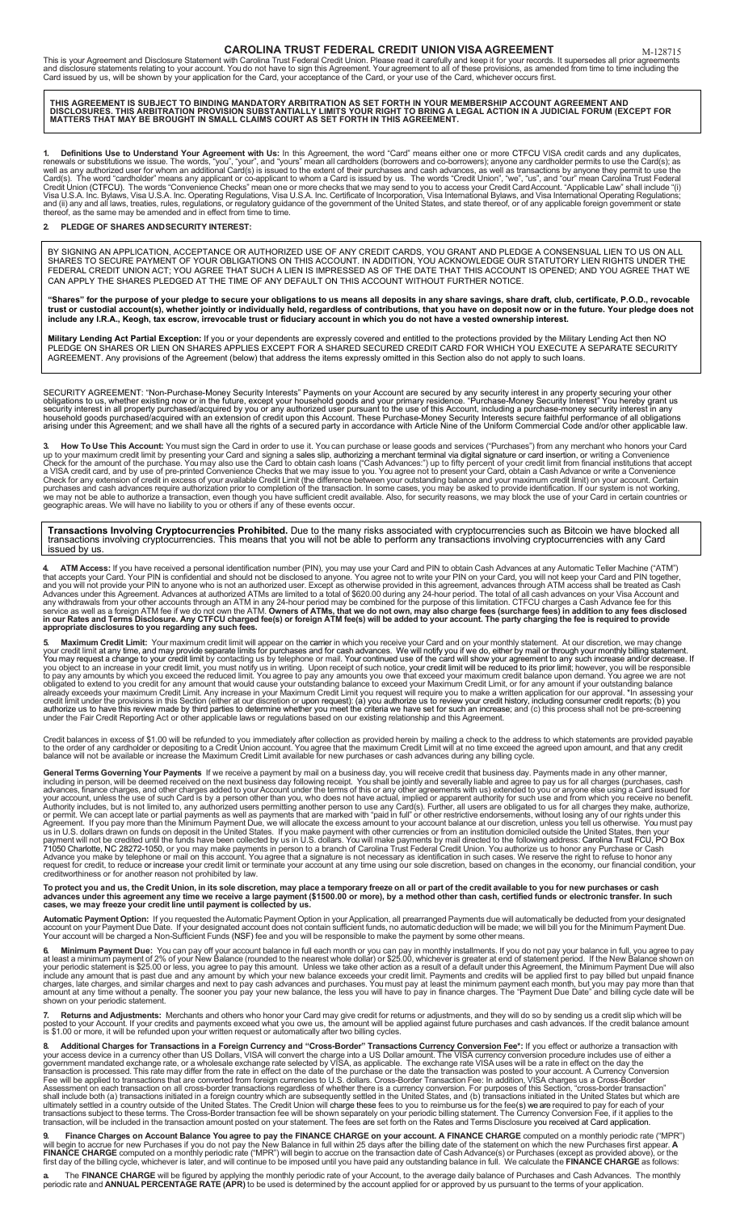# CAROLINA TRUST FEDERAL CREDIT UNION VISA AGREEMENT

M-128715

This is your Agreement and Disclosure Statement with Carolina Trust Federal Credit Union. Please read it carefully and keep it for your records. It supersedes all prior agreements and disclosure statements relating to your account. You do not have to sign this Agreement. Your agreement to all of these provisions, as amended from time to time including the Card issued by us, will be shown by your application for the Card, your acceptance of the Card, or your use of the Card, whichever occurs first.

**THIS AGREEMENT IS SUBJECT TO BINDING MANDATORY ARBITRATION AS SET FORTH IN YOUR MEMBERSHIP ACCOUNT AGREEMENT AND DISCLOSURES. THIS ARBITRATION PROVISION SUBSTANTIALLY LIMITS YOUR RIGHT TO BRING A LEGAL ACTION IN A JUDICIAL FORUM (EXCEPT FOR MATTERS THAT MAY BE BROUGHT IN SMALL CLAIMS COURT AS SET FORTH IN THIS AGREEMENT.**

**1. Definitions Use to Understand Your Agreement with Us:** In this Agreement, the word "Card" means either one or more CTFCU VISA credit cards and any duplicates, renewals or substitutions we issue. The words "you", "your", and "yours" mean all cardholders (borrowers and co-borrowers); anyone any cardholder permits to use the Card(s); as well as any authorized user for whom an additional Card(s) is issued to the extent of their purchases and cash advances, as well as transactions by anyone they permit to use the Card(s). The word "cardholder" means any applicant or co-applicant to whom a Card is issued by us. The words "Credit Union", "we", "us", and "our" mean Carolina Trust Federal Credit Union (CTFCU). The words "Convenience Checks" mean one or more checks that we may send to you to access your Credit Card Account. "Applicable Law" shall include "(i) Visa U.S.A. Inc. Bylaws, Visa U.S.A. Inc. Operating Regulations, Visa U.S.A. Inc. Certificate of Incorporation, Visa International Bylaws, and Visa International Operating Regulations; and (ii) any and all laws, treaties, rules, regulations, or regulatory guidance of the government of the United States, and state thereof, or of any applicable foreign government or state thereof, as the same may be amended and in effect from time to time.

**2. PLEDGE OF SHARES AND SECURITY INTEREST:**

BY SIGNING AN APPLICATION, ACCEPTANCE OR AUTHORIZED USE OF ANY CREDIT CARDS, YOU GRANT AND PLEDGE A CONSENSUAL LIEN TO US ON ALL SHARES TO SECURE PAYMENT OF YOUR OBLIGATIONS ON THIS ACCOUNT. IN ADDITION, YOU ACKNOWLEDGE OUR STATUTORY LIEN RIGHTS UNDER THE FEDERAL CREDIT UNION ACT; YOU AGREE THAT SUCH A LIEN IS IMPRESSED AS OF THE DATE THAT THIS ACCOUNT IS OPENED; AND YOU AGREE THAT WE CAN APPLY THE SHARES PLEDGED AT THE TIME OF ANY DEFAULT ON THIS ACCOUNT WITHOUT FURTHER NOTICE.

**"Shares" for the purpose of your pledge to secure your obligations to us means all deposits in any share savings, share draft, club, certificate, P.O.D., revocable trust or custodial account(s), whether jointly or individually held, regardless of contributions, that you have on deposit now or in the future. Your pledge does not include any I.R.A., Keogh, tax escrow, irrevocable trust or fiduciary account in which you do not have a vested ownership interest.**

**Military Lending Act Partial Exception:** If you or your dependents are expressly covered and entitled to the protections provided by the Military Lending Act then NO PLEDGE ON SHARES OR LIEN ON SHARES APPLIES EXCEPT FOR A SHARED SECURED CREDIT CARD FOR WHICH YOU EXECUTE A SEPARATE SECURITY AGREEMENT. Any provisions of the Agreement (below) that address the items expressly omitted in this Section also do not apply to such loans.

SECURITY AGREEMENT: "Non-Purchase-Money Security Interests" Payments on your Account are secured by any security interest in any property securing your other obligations to us, whether existing now or in the future, except your household goods and your primary residence. "Purchase-Money Security Interest" You hereby grant us security interest in all property purchased/acquired by you or any authorized user pursuant to the use of this Account, including a purchase-money security interest in any household goods purchased/acquired with an extension of credit upon this Account. These Purchase-Money Security Interests secure faithful performance of all obligations arising under this Agreement; and we shall have all the rights of a secured party in accordance with Article Nine of the Uniform Commercial Code and/or other applicable law.

**3. How To Use This Account:** You must sign the Card in order to use it. You can purchase or lease goods and services ("Purchases") from any merchant who honors your Card up to your maximum credit limit by presenting your Card and signing a sales slip, authorizing a merchant terminal via digital signature or card insertion, or writing a Convenience Check for the amount of the purchase. You may also use the Card to obtain cash loans ("Cash Advances") up to fifty percent of your credit limit from financial institutions that accept a VISA credit card, and by use of pre-printed Convenience Checks that we may issue to you. You agree not to present your Card, obtain a Cash Advance or write a Convenience Check for any extension of credit in excess of your available Credit Limit (the difference between your outstanding balance and your maximum credit limit) on your account. Certain purchases and cash advances require authorization prior to completion of the transaction. In some cases, you may be asked to provide identification. If our system is not working, we may not be able to authorize a transaction, even though you have sufficient credit available. Also, for security reasons, we may block the use of your Card in certain countries or geographic areas. We will have no liability to you or others if any of these events occur.

**Transactions Involving Cryptocurrencies Prohibited.** Due to the many risks associated with cryptocurrencies such as Bitcoin we have blocked all transactions involving cryptocurrencies. This means that you will not be able to perform any transactions involving cryptocurrencies with any Card issued by us.

**4. ATM Access:** If you have received a personal identification number (PIN), you may use your Card and PIN to obtain Cash Advances at any Automatic Teller Machine ("ATM") that accepts your Card. Your PIN is confidential and should not be disclosed to anyone. You agree not to write your PIN on your Card, you will not keep your Card and PIN together, and you will not provide your PIN to anyone who is not an authorized user. Except as otherwise provided in this agreement, advances through ATM access shall be treated as Cash Advances under this Agreement. Advances at authorized ATMs are limited to a total of $620.00 during any 24-hour period. The total of all cash advances on your Visa Account and any withdrawals from your other accounts through an ATM in any 24-hour period may be combined for the purpose of this limitation. CTFCU charges a Cash Advance fee for this service as well as a foreign ATM fee if we do not own the ATM. **Owners of ATMs, that we do not own, may also charge fees (surcharge fees) in addition to any fees disclosed in our Rates and Terms Disclosure. Any CTFCU charged fee(s) or foreign ATM fee(s) will be added to your account. The party charging the fee is required to provide appropriate disclosures to you regarding any such fees.**

**5. Maximum Credit Limit:** Your maximum credit limit will appear on the carrier in which you receive your Card and on your monthly statement. At our discretion, we may change your credit limit at any time, and may provide separate limits for purchases and for cash advances. We will notify you if we do, either by mail or through your monthly billing statement. You may request a change to your credit limit by contacting us by telephone or mail. Your continued use of the card will show your agreement to any such increase and/or decrease. If you object to an increase in your credit limit, you must notify us in writing. Upon receipt of such notice, your credit limit will be reduced to its prior limit; however, you will be responsible to pay any amounts by which you exceed the reduced limit. You agree to pay any amounts you owe that exceed your maximum credit balance upon demand. You agree we are not obligated to extend to you credit for any amount that would cause your outstanding balance to exceed your Maximum Credit Limit, or for any amount if your outstanding balance already exceeds your maximum Credit Limit. Any increase in your Maximum Credit Limit you request will require you to make a written application for our approval. *In assessing your credit limit under the provisions in this Section (either at our discretion or upon request): (a) you authorize us to review your credit history, including consumer credit reports; (b) you authorize us to have this review made by third parties to determine whether you meet the criteria we have set for such an increase; and (c) this process shall not be pre-screening under the Fair Credit Reporting Act or other applicable laws or regulations based on our existing relationship and this Agreement.

Credit balances in excess of $1.00 will be refunded to you immediately after collection as provided herein by mailing a check to the address to which statements are provided payable to the order of any cardholder or depositing to a Credit Union account. You agree that the maximum Credit Limit will at no time exceed the agreed upon amount, and that any credit balance will not be available or increase the Maximum Credit Limit available for new purchases or cash advances during any billing cycle.

**General Terms Governing Your Payments** If we receive a payment by mail on a business day, you will receive credit that business day. Payments made in any other manner, including in person, will be deemed received on the next business day following receipt. You shall be jointly and severally liable and agree to pay us for all charges (purchases, cash advances, finance charges, and other charges added to your Account under the terms of this or any other agreements with us) extended to you or anyone else using a Card issued for your account, unless the use of such Card is by a person other than you, who does not have actual, implied or apparent authority for such use and from which you receive no benefit. Authority includes, but is not limited to, any authorized users permitting another person to use any Card(s). Further, all users are obligated to us for all charges they make, authorize, or permit. We can accept late or partial payments as well as payments that are marked with "paid in full" or other restrictive endorsements, without losing any of our rights under this Agreement. If you pay more than the Minimum Payment Due, we will allocate the excess amount to your account balance at our discretion, unless you tell us otherwise. You must pay us in U.S. dollars drawn on funds on deposit in the United States. If you make payment with other currencies or from an institution domiciled outside the United States, then your payment will not be credited until the funds have been collected by us in U.S. dollars. You will make payments by mail directed to the following address: Carolina Trust FCU, PO Box 71050 Charlotte, NC 28272-1050, or you may make payments in person to a branch of Carolina Trust Federal Credit Union. You authorize us to honor any Purchase or Cash Advance you make by telephone or mail on this account. You agree that a signature is not necessary as identification in such cases. We reserve the right to refuse to honor any request for credit, to reduce or increase your credit limit or terminate your account at any time using our sole discretion, based on changes in the economy, our financial condition, your creditworthiness or for another reason not prohibited by law.

**To protect you and us, the Credit Union, in its sole discretion, may place a temporary freeze on all or part of the credit available to you for new purchases or cash advances under this agreement any time we receive a large payment ($1500.00 or more), by a method other than cash, certified funds or electronic transfer. In such cases, we may freeze your credit line until payment is collected by us.**

**Automatic Payment Option:** If you requested the Automatic Payment Option in your Application, all prearranged Payments due will automatically be deducted from your designated account on your Payment Due Date. If your designated account does not contain sufficient funds, no automatic deduction will be made; we will bill you for the Minimum Payment Due. Your account will be charged a Non-Sufficient Funds (NSF) fee and you will be responsible to make the payment by some other means.

**6. Minimum Payment Due:** You can pay off your account balance in full each month or you can pay in monthly installments. If you do not pay your balance in full, you agree to pay at least a minimum payment of 2% of your New Balance (rounded to the nearest whole dollar) or $25.00, whichever is greater at end of statement period. If the New Balance shown on your periodic statement is $25.00 or less, you agree to pay this amount. Unless we take other action as a result of a default under this Agreement, the Minimum Payment Due will also include any amount that is past due and any amount by which your new balance exceeds your credit limit. Payments and credits will be applied first to pay billed but unpaid finance charges, late charges, and similar charges and next to pay cash advances and purchases. You must pay at least the minimum payment each month, but you may pay more than that amount at any time without a penalty. The sooner you pay your new balance, the less you will have to pay in finance charges. The "Payment Due Date" and billing cycle date will be shown on your periodic statement.

**7. Returns and Adjustments:** Merchants and others who honor your Card may give credit for returns or adjustments, and they will do so by sending us a credit slip which will be posted to your Account. If your credits and payments exceed what you owe us, the amount will be applied against future purchases and cash advances. If the credit balance amount is $1.00 or more, it will be refunded upon your written request or automatically after two billing cycles.

**8. Additional Charges for Transactions in a Foreign Currency and "Cross-Border" Transactions** Currency Conversion Fee*: If you effect or authorize a transaction with your access device in a currency other than US Dollars, VISA will convert the charge into a US Dollar amount. The VISA currency conversion procedure includes use of either a government mandated exchange rate, or a wholesale exchange rate selected by VISA, as applicable. The exchange rate VISA uses will be a rate in effect on the day the transaction is processed. This rate may differ from the rate in effect on the date of the purchase or the date the transaction was posted to your account. A Currency Conversion Fee will be applied to transactions that are converted from foreign currencies to U.S. dollars. Cross-Border Transaction Fee: In addition, VISA charges us a Cross-Border Assessment on each transaction on all cross-border transactions regardless of whether there is a currency conversion. For purposes of this Section, "cross-border transaction" shall include both (a) transactions initiated in a foreign country which are subsequently settled in the United States, and (b) transactions initiated in the United States but which are ultimately settled in a country outside of the United States. The Credit Union will charge these fees to you to reimburse us for the fee(s) we are required to pay for each of your transactions subject to these terms. The Cross-Border transaction fee will be shown separately on your periodic billing statement. The Currency Conversion Fee, if it applies to the transaction, will be included in the transaction amount posted on your statement. The fees are set forth on the Rates and Terms Disclosure you received at Card application.

**9. Finance Charges on Account Balance You agree to pay the FINANCE CHARGE on your account. A FINANCE CHARGE** computed on a monthly periodic rate ("MPR") will begin to accrue for new Purchases if you do not pay the New Balance in full within 25 days after the billing date of the statement on which the new Purchases first appear. **A FINANCE CHARGE** computed on a monthly periodic rate ("MPR") will begin to accrue on the transaction date of Cash Advance(s) or Purchases (except as provided above), or the first day of the billing cycle, whichever is later, and will continue to be imposed until you have paid any outstanding balance in full. We calculate the **FINANCE CHARGE** as follows:

**a.** The **FINANCE CHARGE** will be figured by applying the monthly periodic rate of your Account, to the average daily balance of Purchases and Cash Advances. The monthly periodic rate and **ANNUAL PERCENTAGE RATE (APR)** to be used is determined by the account applied for or approved by us pursuant to the terms of your application.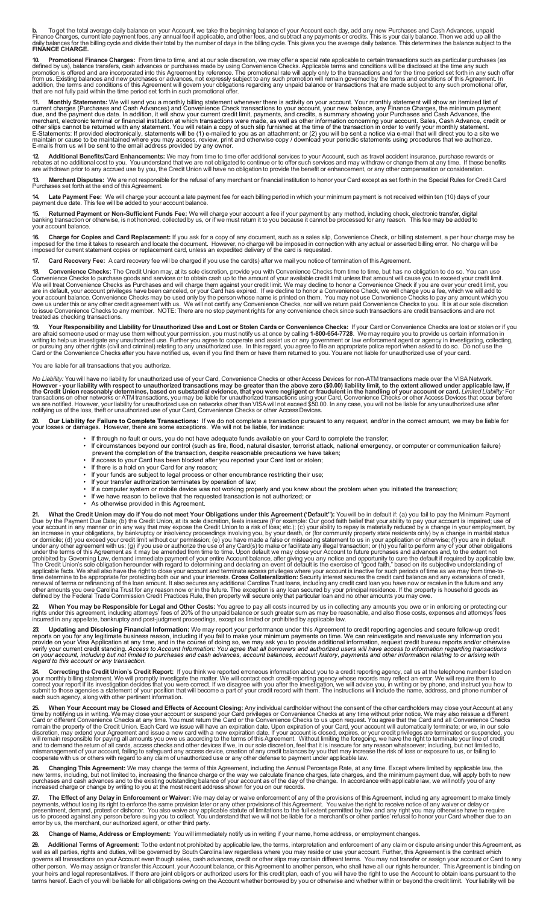**b.** To get the total average daily balance on your Account, we take the beginning balance of your Account each day, add any new Purchases and Cash Advances, unpaid Finance Charges, current late payment fees, any annual fee if applicable, and other fees, and subtract any payments or credits. This is your daily balance. Then we add up all the daily balances for the billing cycle and divide their total by the number of days in the billing cycle. This gives you the average daily balance. This determines the balance subject to the **FINANCE CHARGE.**

**10. Promotional Finance Charges:** From time to time, and at our sole discretion, we may offer a special rate applicable to certain transactions such as particular purchases (as defined by us), balance transfers, cash advances or purchases made by using Convenience Checks. Applicable terms and conditions will be disclosed at the time any such promotion is offered and are incorporated into this Agreement by reference. The promotional rate will apply only to the transactions and for the time period set forth in any such offer from us. Existing balances and new purchases or advances, not expressly subject to any such promotion will remain governed by the terms and conditions of this Agreement. In addition, the terms and conditions of this Agreement will govern your obligations regarding any unpaid balance or transactions that are made subject to any such promotional offer, that are not fully paid within the time period set forth in such promotional offer.

**11. Monthly Statements:** We will send you a monthly billing statement whenever there is activity on your account. Your monthly statement will show an itemized list of current charges (Purchases and Cash Advances) and Convenience Check transactions to your account, your new balance, any Finance Charges, the minimum payment due, and the payment due date. In addition, it will show your current credit limit, payments, and credits, a summary showing your Purchases and Cash Advances, the merchant, electronic terminal or financial institution at which transactions were made, as well as other information concerning your account. Sales, Cash Advance, credit or other slips cannot be returned with any statement. You will retain a copy of such slip furnished at the time of the transaction in order to verify your monthly statement. E-Statements: If provided electronically, statements will be (1) e-mailed to you as an attachment; or (2) you will be sent a notice via e-mail that will direct you to a site we maintain or cause to be maintained where you may access, review, print and otherwise copy / download your periodic statements using procedures that we authorize. E-mails from us will be sent to the email address provided by any owner.

**12. Additional Benefits/Card Enhancements:** We may from time to time offer additional services to your Account, such as travel accident insurance, purchase rewards or rebates at no additional cost to you. You understand that we are not obligated to continue or to offer such services and may withdraw or change them at any time. If these benefits are withdrawn prior to any accrued use by you, the Credit Union will have no obligation to provide the benefit or enhancement, or any other compensation or consideration.

**13. Merchant Disputes:** We are not responsible for the refusal of any merchant or financial institution to honor your Card except as set forth in the Special Rules for Credit Card Purchases set forth at the end of this Agreement.

**14. Late Payment Fee:** We will charge your account a late payment fee for each billing period in which your minimum payment is not received within ten (10) days of your payment due date. This fee will be added to your account balance.

**15. Returned Payment or Non-Sufficient Funds Fee:** We will charge your account a fee if your payment by any method, including check, electronic transfer, digital banking transaction or otherwise, is not honored, collected by us, or if we must return it to you because it cannot be processed for any reason. This fee may be added to your account balance.

**16. Charge for Copies and Card Replacement:** If you ask for a copy of any document, such as a sales slip, Convenience Check, or billing statement, a per hour charge may be imposed for the time it takes to research and locate the document. However, no charge will be imposed in connection with any actual or asserted billing error. No charge will be imposed for current statement copies or replacement card, unless an expedited delivery of the card is requested.

**17. Card Recovery Fee:** A card recovery fee will be charged if you use the card(s) after we mail you notice of termination of this Agreement.

**18. Convenience Checks:** The Credit Union may, at its sole discretion, provide you with Convenience Checks from time to time, but has no obligation to do so. You can use Convenience Checks to purchase goods and services or to obtain cash up to the amount of your available credit limit unless that amount will cause you to exceed your credit limit. We will treat Convenience Checks as Purchases and will charge them against your credit limit. We may decline to honor a Convenience Check if you are over your credit limit, you are in default, your account privileges have been canceled, or your Card has expired. If we decline to honor a Convenience Check, we will charge you a fee, which we will add to your account balance. Convenience Checks may be used only by the person whose name is printed on them. You may not use Convenience Checks to pay any amount which you owe us under this or any other credit agreement with us. We will not certify any Convenience Checks, nor will we return paid Convenience Checks to you. It is at our sole discretion to issue Convenience Checks to any member. NOTE: There are no stop payment rights for any convenience check since such transactions are credit transactions and are not treated as checking transactions.

**19. Your Responsibility and Liability for Unauthorized Use and Lost or Stolen Cards or Convenience Checks:** If your Card or Convenience Checks are lost or stolen or if you are afraid someone used or may use them without your permission, you must notify us at once by calling **1-800-654-7728**. We may require you to provide us certain information in writing to help us investigate any unauthorized use. Further you agree to cooperate and assist us or any government or law enforcement agent or agency in investigating, collecting, or pursuing any other rights (civil and criminal) relating to any unauthorized use. In this regard, you agree to file an appropriate police report when asked to do so. Do not use the Card or the Convenience Checks after you have notified us, even if you find them or have them returned to you. You are not liable for unauthorized use of your card.

You are liable for all transactions that you authorize.

*No Liability:* You will have no liability for unauthorized use of your Card, Convenience Checks or other Access Devices for non-ATM transactions made over the VISA Network. **However - your liability with respect to unauthorized transactions may be greater than the above zero ($0.00) liability limit, to the extent allowed under applicable law, if the Credit Union reasonably determines, based on substantial evidence, that you were negligent or fraudulent in the handling of your account or card.** *Limited Liability:* For transactions on other networks or ATM transactions, you may be liable for unauthorized transactions using your Card, Convenience Checks or other Access Devices that occur before we are notified. However, your liability for unauthorized use on networks other than VISA will not exceed $50.00. In any case, you will not be liable for any unauthorized use after notifying us of the loss, theft or unauthorized use of your Card, Convenience Checks or other Access Devices.

**20. Our Liability for Failure to Complete Transactions:** If we do not complete a transaction pursuant to any request, and/or in the correct amount, we may be liable for your losses or damages. However, there are some exceptions. We will not be liable, for instance:

- If through no fault or ours, you do not have adequate funds available on your Card to complete the transfer;
- If circumstances beyond our control (such as fire, flood, natural disaster, terrorist attack, national emergency, or computer or communication failure) prevent the completion of the transaction, despite reasonable precautions we have taken;
- If access to your Card has been blocked after you reported your Card lost or stolen;
- If there is a hold on your Card for any reason;
- If your funds are subject to legal process or other encumbrance restricting their use;
- If your transfer authorization terminates by operation of law;
- If a computer system or mobile device was not working properly and you knew about the problem when you initiated the transaction;
- If we have reason to believe that the requested transaction is not authorized; or
- As otherwise provided in this Agreement.

**21. What the Credit Union may do if You do not meet Your Obligations under this Agreement ('Default'):** You will be in default if: (a) you fail to pay the Minimum Payment Due by the Payment Due Date; (b) the Credit Union, at its sole discretion, feels insecure (For example: Our good faith belief that your ability to pay your account is impaired; use of your account in any manner or in any way that may expose the Credit Union to a risk of loss; etc.); (c) your ability to repay is materially reduced by a change in your employment, by an increase in your obligations, by bankruptcy or insolvency proceedings involving you, by your death, or (for community property state residents only) by a change in marital status or domicile; (d) you exceed your credit limit without our permission; (e) you have made a false or misleading statement to us in your application or otherwise; (f) you are in default under any other agreement with us; (g) if you use or authorize the use of any Card(s) to make or facilitate any illegal transaction; or (h) you fail to perform any of your other obligations under the terms of this Agreement as it may be amended from time to time. Upon default we may close your Account to future purchases and advances and, to the extent not prohibited by Governing Law, demand immediate payment of your entire Account balance, after giving you any notice and opportunity to cure the default if required by applicable law. The Credit Union's sole obligation hereunder with regard to determining and declaring an event of default is the exercise of "good faith," based on its subjective understanding of applicable facts. We shall also have the right to close your account and terminate access privileges where your account is inactive for such periods of time as we may from time-to-time determine to be appropriate for protecting both our and your interests. **Cross Collateralization:** Security interest secures the credit card balance and any extensions of credit, renewal of terms or refinancing of the loan amount. It also secures any additional Carolina Trust loans, including any credit card loan you have now or receive in the future and any other amounts you owe Carolina Trust for any reason now or in the future. The exception is any loan secured by your principal residence. If the property is household goods as defined by the Federal Trade Commission Credit Practices Rule, then property will secure only that particular loan and no other amounts you may owe.

**22. When You may be Responsible for Legal and Other Costs:** You agree to pay all costs incurred by us in collecting any amounts you owe or in enforcing or protecting our rights under this agreement, including attorneys' fees of 20% of the unpaid balance or such greater sum as may be reasonable, and also those costs, expenses and attorneys' fees incurred in any appellate, bankruptcy and post-judgment proceedings, except as limited or prohibited by applicable law.

**23. Updating and Disclosing Financial Information:** We may report your performance under this Agreement to credit reporting agencies and secure follow-up credit reports on you for any legitimate business reason, including if you fail to make your minimum payments on time. We can reinvestigate and reevaluate any information you provide on your Visa Application at any time, and in the course of doing so, we may ask you to provide additional information, request credit bureau reports and/or otherwise verify your current credit standing. *Access to Account Information: You agree that all borrowers and authorized users will have access to information regarding transactions on your account, including but not limited to purchases and cash advances, account balances, account history, payments and other information relating to or arising with regard to this account or any transaction.*

**24. Correcting the Credit Union's Credit Report:** If you think we reported erroneous information about you to a credit reporting agency, call us at the telephone number listed on your monthly billing statement. We will promptly investigate the matter. We will contact each credit-reporting agency whose records may reflect an error. We will require them to correct your report if its investigation decides that you were correct. If we disagree with you after the investigation, we will advise you, in writing or by phone, and instruct you how to submit to those agencies a statement of your position that will become a part of your credit record with them. The instructions will include the name, address, and phone number of each such agency, along with other pertinent information.

**25. When Your Account may be Closed and Effects of Account Closing:** Any individual cardholder without the consent of the other cardholders may close your Account at any time by notifying us in writing. We may close your account or suspend your Card privileges or Convenience Checks at any time without prior notice. We may also reissue a different Card or different Convenience Checks at any time. You must return the Card or the Convenience Checks to us upon request. You agree that the Card and all Convenience Checks remain the property of the Credit Union. Each Card we issue will have an expiration date. Upon expiration of your Card, your account will automatically terminate; or we, in our sole discretion, may extend your Agreement and issue a new card with a new expiration date. If your account is closed, expires, or your credit privileges are terminated or suspended, you will remain responsible for paying all amounts you owe us according to the terms of this Agreement. Without limiting the foregoing, we have the right to terminate your line of credit and to demand the return of all cards, access checks and other devices if we, in our sole discretion, feel that it is insecure for any reason whatsoever; including, but not limited to, mismanagement of your account, failing to safeguard any access device, creation of any credit balances by you that may increase the risk of loss or exposure to us, or failing to cooperate with us or others with regard to any claim of unauthorized use or any other defense to payment under applicable law.

**26. Changing This Agreement:** We may change the terms of this Agreement, including the Annual Percentage Rate, at any time. Except where limited by applicable law, the new terms, including, but not limited to, increasing the finance charge or the way we calculate finance charges, late charges, and the minimum payment due, will apply both to new purchases and cash advances and to the existing outstanding balance of your account as of the day of the change. In accordance with applicable law, we will notify you of any increased charge or change by writing to you at the most recent address shown for you on our records.

**27. The Effect of any Delay in Enforcement or Waiver:** We may delay or waive enforcement of any of the provisions of this Agreement, including any agreement to make timely payments, without losing its right to enforce the same provision later or any other provisions of this Agreement. You waive the right to receive notice of any waiver or delay or presentment, demand, protest or dishonor. You also waive any applicable statute of limitations to the full extent permitted by law and any right you may otherwise have to require us to proceed against any person before suing you to collect. You understand that we will not be liable for a merchant's or other parties' refusal to honor your Card whether due to an error by us, the merchant, our authorized agent, or other third party.

**28. Change of Name, Address or Employment:** You will immediately notify us in writing if your name, home address, or employment changes.

**29. Additional Terms of Agreement:** To the extent not prohibited by applicable law, the terms, interpretation and enforcement of any claim or dispute arising under this Agreement, as well as all parties, rights and duties, will be governed by South Carolina law regardless where you may reside or use your account. Further, this Agreement is the contract which governs all transactions on your Account even though sales, cash advances, credit or other slips may contain different terms. You may not transfer or assign your account or Card to any other person. We may assign or transfer this Account, your Account balance, or this Agreement to another person, who shall have all our rights hereunder. This Agreement is binding on your heirs and legal representatives. If there are joint obligors or authorized users for this credit plan, each of you will have the right to use the Account to obtain loans pursuant to the terms hereof. Each of you will be liable for all obligations owing on the Account whether borrowed by you or otherwise and whether within or beyond the credit limit. Your liability will be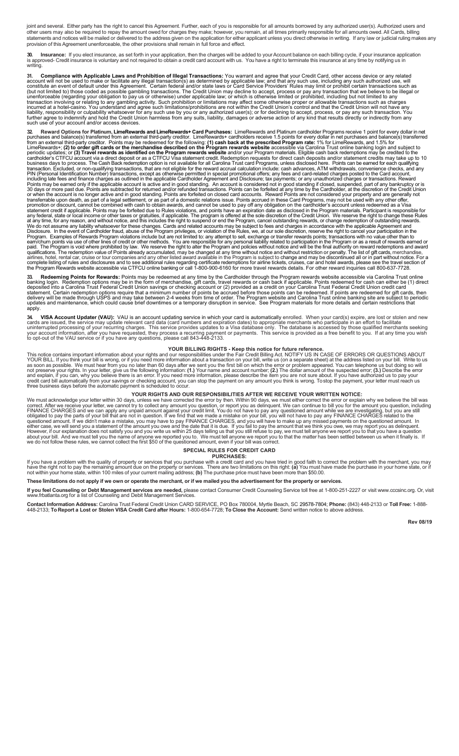joint and several. Either party has the right to cancel this Agreement. Further, each of you is responsible for all amounts borrowed by any authorized user(s). Authorized users and other users may also be required to repay the amount owed for charges they make; however, you remain, at all times primarily responsible for all amounts owed. All Cards, billing statements and notices will be mailed or delivered to the address given on the application for either applicant unless you direct otherwise in writing. If any law or judicial ruling makes any provision of this Agreement unenforceable, the other provisions shall remain in full force and effect.

**30. Insurance:** If you elect insurance, as set forth in your application, then the charges will be added to your Account balance on each billing cycle, if your insurance application is approved- Credit insurance is voluntary and not required to obtain a credit card account with us. You have a right to terminate this insurance at any time by notifying us in writing.

**31. Compliance with Applicable Laws and Prohibition of Illegal Transactions:** You warrant and agree that your Credit Card, other access device or any related account will not be used to make or facilitate any illegal transaction(s) as determined by applicable law; and that any such use, including any such authorized use, will constitute an event of default under this Agreement. Certain federal and/or state laws or Card Service Providers' Rules may limit or prohibit certain transactions such as (but not limited to) those coded as possible gambling transactions. The Credit Union may decline to accept, process or pay any transaction that we believe to be illegal or unenforceable (regarding your obligation to pay us or otherwise) under applicable law; or which is otherwise limited or prohibited, including but not limited to any transaction involving or relating to any gambling activity. Such prohibition or limitations may affect some otherwise proper or allowable transactions such as charges incurred at a hotel-casino. You understand and agree such limitations/prohibitions are not within the Credit Union's control and that the Credit Union will not have any liability, responsibility or culpability whatsoever for any such use by you or any authorized user(s); or for declining to accept, process, or pay any such transaction. You further agree to indemnify and hold the Credit Union harmless from any suits, liability, damages or adverse action of any kind that results directly or indirectly from any such use of your account and/or access devices.

**32. Reward Options for Platinum, LimeRewards and LimeRewards+ Card Purchases:** LimeRewards and Platinum cardholder Programs receive 1 point for every dollar in net purchases and balance(s) transferred from an external third-party creditor. LimeRewards+ cardholders receive 1.5 points for every dollar in net purchases and balance(s) transferred from an external third-party creditor. Points may be redeemed for the following: **(1) cash back at the prescribed Program rate:** 1% for LimeRewards, and 1.5% for LimeRewards+; **(2) to order gift cards or the merchandise described on the Program rewards website** accessible via Carolina Trust online banking login and subject to periodic updates; or **(3) Travel rewards as identified on the Program rewards website** and/or your Program materials. Eligible cash back redemptions may be credited to the cardholder's CTFCU account via a direct deposit or as a CTFCU Visa statement credit. Redemption requests for direct cash deposits and/or statement credits may take up to 10 business days to process. The Cash Back redemption option is not available for all Carolina Trust card Programs, unless disclosed here. Points can be earned for each qualifying transaction. Excluded, or non-qualifying transactions, that are not eligible for the reward accrual calculation include: cash advances, ATM withdrawals, convenience checks, and any PIN (Personal Identification Number) transactions, except as otherwise permitted in special promotional offers; any fees and card-related charges posted to the Card account, including late fees and finance charges as outlined in the applicable Cardholder Agreement and Disclosure; tax payments; or any unauthorized charges or transactions. Reward Points may be earned only if the applicable account is active and in good standing. An account is considered not in good standing if closed, suspended, part of any bankruptcy or is 30 days or more past due. Points are subtracted for returned and/or refunded transactions. Points can be forfeited at any time by the Cardholder, at the discretion of the Credit Union or when the account is no longer active and in good standing. Points are forfeited on closed card accounts. Reward Points are not considered your property and are generally not transferrable upon death, as part of a legal settlement, or as part of a domestic relations issue. Points accrued in these Card Programs, may not be used with any other offer, promotion or discount, cannot be combined with cash to obtain awards, and cannot be used to pay off any obligation on the cardholder's account unless redeemed as a Visa statement credit if applicable. Points may be forfeited due to Rules violations, and points have an expiration date as disclosed in the Program materials. Participant is responsible for any federal, state or local income or other taxes or gratuities, if applicable. The program is offered at the sole discretion of the Credit Union. We reserve the right to change these Rules at any time, for any reason, and without notice, and this includes the right to suspend or end the Program, cancel outstanding rewards, or change redemption of outstanding rewards. We do not assume any liability whatsoever for these changes. Cards and related accounts may be subject to fees and charges in accordance with the applicable Agreement and Disclosure. In the event of Cardholder fraud, abuse of the Program privileges, or violation of the Rules, we, at our sole discretion, reserve the right to cancel your participation in the Program. Examples of Rewards Program violations include but are not limited to: any attempt to sell, exchange or transfer rewards points; transactions with no value other than to earn/churn points via use of other lines of credit or other methods. You are responsible for any personal liability related to participation in the Program or as a result of rewards earned or paid. The Program is void where prohibited by law. We reserve the right to alter the Program and policies without notice and will be the final authority on reward redemptions and award qualifications. The redemption value of Points already accumulated, may be changed at any time without notice and without restriction or penalty. The list of gift cards, merchandise, airlines, hotel, rental car, cruise or tour companies and any other listed award available in the Program is subject to change and may be discontinued all or in part without notice. For a complete listing of rules and disclosures and to see additional rules regarding certificate redemptions for airline tickets, cruises, car and hotel awards, please see the travel section of the Program Rewards website accessible via CTFCU online banking or call 1-800-900-6160 for more travel rewards details. For other reward inquiries call 800-637-7728.

**33. Redeeming Points for Rewards:** Points may be redeemed at any time by the Cardholder through the Program rewards website accessible via Carolina Trust online banking login. Redemption options may be in the form of merchandise, gift cards, travel rewards or cash back if applicable. Points redeemed for cash can either be (1) direct deposited into a Carolina Trust Federal Credit Union savings or checking account or (2) provided as a credit on your Carolina Trust Federal Credit Union credit card statement. Certain redemption options require that a minimum number of points be accrued before those points can be redeemed. If points are redeemed for gift cards, then delivery will be made through USPS and may take between 2-4 weeks from time of order. The Program website and Carolina Trust online banking site are subject to periodic updates and maintenance, which could cause brief downtimes or a temporary disruption in service. See Program materials for more details and certain restrictions that apply.

**34. VISA Account Updater (VAU):** VAU is an account updating service in which your card is automatically enrolled. When your card(s) expire, are lost or stolen and new cards are issued, the service may update relevant card data (card numbers and expiration dates) to appropriate merchants who participate in an effort to facilitate uninterrupted processing of your recurring charges. This service provides updates to a Visa database only. The database is accessed by those qualified merchants seeking your account information, after you have requested, they process a recurring payment or payments. This service is provided as a free benefit to you. If at any time you wish to opt-out of the VAU service or if you have any questions, please call 843-448-2133.

## YOUR BILLING RIGHTS - Keep this notice for future reference.

This notice contains important information about your rights and our responsibilities under the Fair Credit Billing Act. NOTIFY US IN CASE OF ERRORS OR QUESTIONS ABOUT YOUR BILL. If you think your bill is wrong, or if you need more information about a transaction on your bill, write us (on a separate sheet) at the address listed on your bill. Write to us as soon as possible. We must hear from you no later than 60 days after we sent you the first bill on which the error or problem appeared. You can telephone us but doing so will not preserve your rights. In your letter, give us the following information: **(1.)** Your name and account number; **(2.)** The dollar amount of the suspected error; **(3.)** Describe the error and explain, if you can, why you believe there is an error. If you need more information, please describe the item you are not sure about. If you have authorized us to pay your credit card bill automatically from your savings or checking account, you can stop the payment on any amount you think is wrong. To stop the payment, your letter must reach us three business days before the automatic payment is scheduled to occur.

## YOUR RIGHTS AND OUR RESPONSIBILITIES AFTER WE RECEIVE YOUR WRITTEN NOTICE:

We must acknowledge your letter within 30 days, unless we have corrected the error by then. Within 90 days, we must either correct the error or explain why we believe the bill was correct. After we receive your letter, we cannot try to collect any amount you question, or report you as delinquent. We can continue to bill you for the amount you question, including FINANCE CHARGES and we can apply any unpaid amount against your credit limit. You do not have to pay any questioned amount while we are investigating, but you are still obligated to pay the parts of your bill that are not in question. If we find that we made a mistake on your bill, you will not have to pay any FINANCE CHARGES related to the questioned amount. If we didn't make a mistake, you may have to pay FINANCE CHARGES, and you will have to make up any missed payments on the questioned amount. In either case, we will send you a statement of the amount you owe and the date that it is due. If you fail to pay the amount that we think you owe, we may report you as delinquent. However, if our explanation does not satisfy you and you write us within 25 days telling us that you still refuse to pay, we must tell anyone we report you to that you have a question about your bill. And we must tell you the name of anyone we reported you to. We must tell anyone we report you to that the matter has been settled between us when it finally is. If we do not follow these rules, we cannot collect the first $50 of the questioned amount, even if your bill was correct.

## SPECIAL RULES FOR CREDIT CARD PURCHASES:

If you have a problem with the quality of property or services that you purchase with a credit card and you have tried in good faith to correct the problem with the merchant, you may have the right not to pay the remaining amount due on the property or services. There are two limitations on this right: **(a)** You must have made the purchase in your home state, or if not within your home state, within 100 miles of your current mailing address; **(b)** The purchase price must have been more than $50.00.

**These limitations do not apply if we own or operate the merchant, or if we mailed you the advertisement for the property or services.**

**If you feel Counseling or Debt Management services are needed,** please contact Consumer Credit Counseling Service toll free at 1-800-251-2227 or visit www.cccsinc.org. Or, visit www.frbatlanta.org for a list of Counseling and Debt Management Services.

**Contact Information Address:** Carolina Trust Federal Credit Union CARD SERVICE, PO Box 780004, Myrtle Beach, SC 29578-7804; **Phone:** (843) 448-2133 or **Toll Free:** 1-888-448-2133; **To Report a Lost or Stolen VISA Credit Card after Hours:** 1-800-654-7728; **To Close the Account:** Send written notice to above address.

**Rev 08/19**